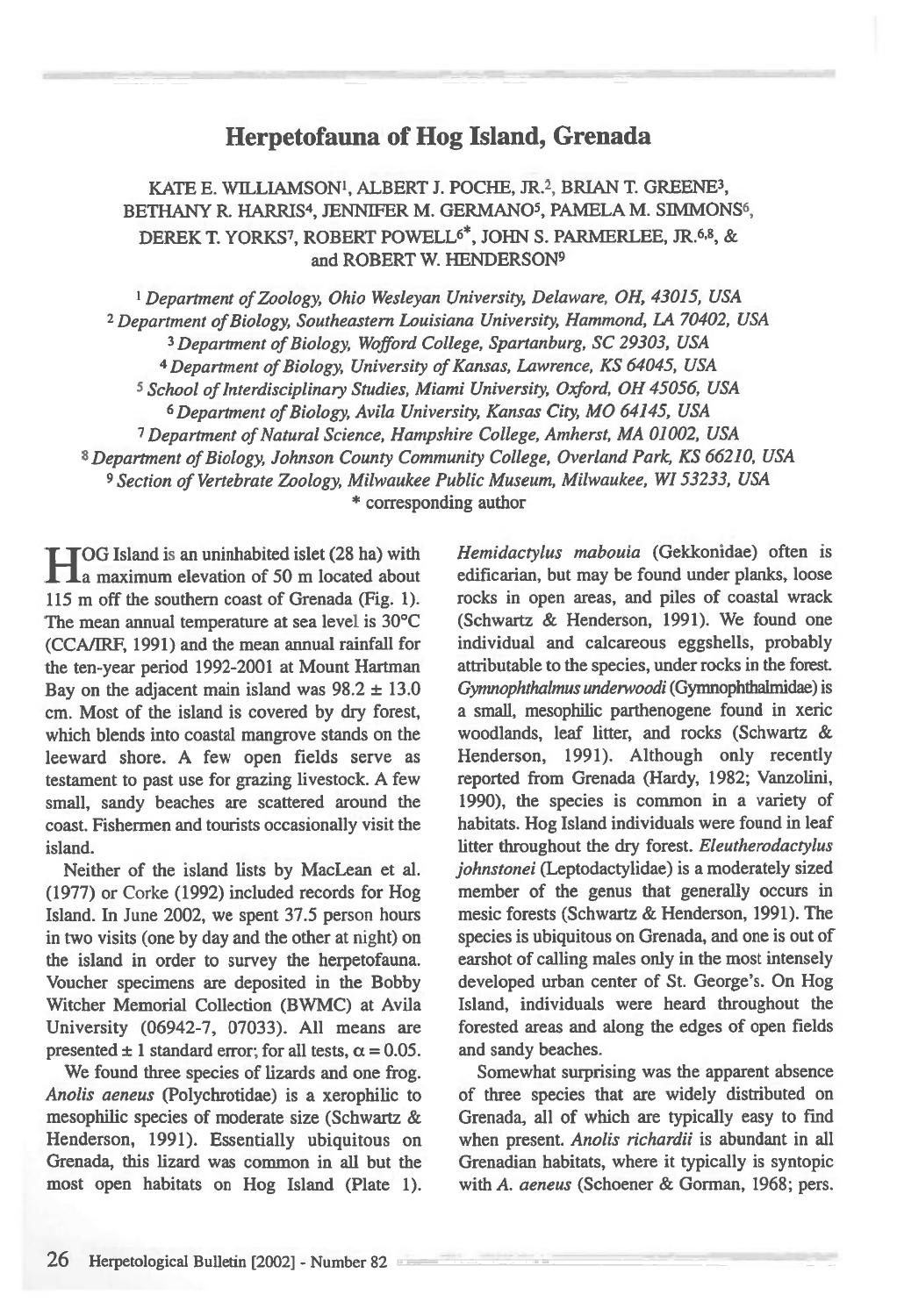# Herpetofauna of Hog Island, Grenada

KATE E. WILLIAMSON[1], ALBERT J. POCHE, JR.[2], BRIAN T. GREENE[3], BETHANY R. HARRIS[4], JENNIFER M. GERMANO[5], PAMELA M. SIMMONS[6], DEREK T. YORKS[7], ROBERT POWELL[6*], JOHN S. PARMERLEE, JR.[6,8], & and ROBERT W. HENDERSON[9]

[1] *Department of Zoology, Ohio Wesleyan University, Delaware, OH, 43015, USA*
[2] *Department of Biology, Southeastern Louisiana University, Hammond, LA 70402, USA*
[3] *Department of Biology, Wofford College, Spartanburg, SC 29303, USA*
[4] *Department of Biology, University of Kansas, Lawrence, KS 64045, USA*
[5] *School of Interdisciplinary Studies, Miami University, Oxford, OH 45056, USA*
[6] *Department of Biology, Avila University, Kansas City, MO 64145, USA*
[7] *Department of Natural Science, Hampshire College, Amherst, MA 01002, USA*
[8] *Department of Biology, Johnson County Community College, Overland Park, KS 66210, USA*
[9] *Section of Vertebrate Zoology, Milwaukee Public Museum, Milwaukee, WI 53233, USA*
\* corresponding author

HOG Island is an uninhabited islet (28 ha) with a maximum elevation of 50 m located about 115 m off the southern coast of Grenada (Fig. 1). The mean annual temperature at sea level is 30°C (CCA/IRF, 1991) and the mean annual rainfall for the ten-year period 1992-2001 at Mount Hartman Bay on the adjacent main island was $98.2 \pm 13.0$ cm. Most of the island is covered by dry forest, which blends into coastal mangrove stands on the leeward shore. A few open fields serve as testament to past use for grazing livestock. A few small, sandy beaches are scattered around the coast. Fishermen and tourists occasionally visit the island.

Neither of the island lists by MacLean et al. (1977) or Corke (1992) included records for Hog Island. In June 2002, we spent 37.5 person hours in two visits (one by day and the other at night) on the island in order to survey the herpetofauna. Voucher specimens are deposited in the Bobby Witcher Memorial Collection (BWMC) at Avila University (06942-7, 07033). All means are presented $\pm$ 1 standard error; for all tests, $\alpha = 0.05$.

We found three species of lizards and one frog. *Anolis aeneus* (Polychrotidae) is a xerophilic to mesophilic species of moderate size (Schwartz & Henderson, 1991). Essentially ubiquitous on Grenada, this lizard was common in all but the most open habitats on Hog Island (Plate 1).

*Hemidactylus mabouia* (Gekkonidae) often is edificarian, but may be found under planks, loose rocks in open areas, and piles of coastal wrack (Schwartz & Henderson, 1991). We found one individual and calcareous eggshells, probably attributable to the species, under rocks in the forest. *Gymnophthalmus underwoodi* (Gymnophthalmidae) is a small, mesophilic parthenogene found in xeric woodlands, leaf litter, and rocks (Schwartz & Henderson, 1991). Although only recently reported from Grenada (Hardy, 1982; Vanzolini, 1990), the species is common in a variety of habitats. Hog Island individuals were found in leaf litter throughout the dry forest. *Eleutherodactylus johnstonei* (Leptodactylidae) is a moderately sized member of the genus that generally occurs in mesic forests (Schwartz & Henderson, 1991). The species is ubiquitous on Grenada, and one is out of earshot of calling males only in the most intensely developed urban center of St. George's. On Hog Island, individuals were heard throughout the forested areas and along the edges of open fields and sandy beaches.

Somewhat surprising was the apparent absence of three species that are widely distributed on Grenada, all of which are typically easy to find when present. *Anolis richardii* is abundant in all Grenadian habitats, where it typically is syntopic with *A. aeneus* (Schoener & Gorman, 1968; pers.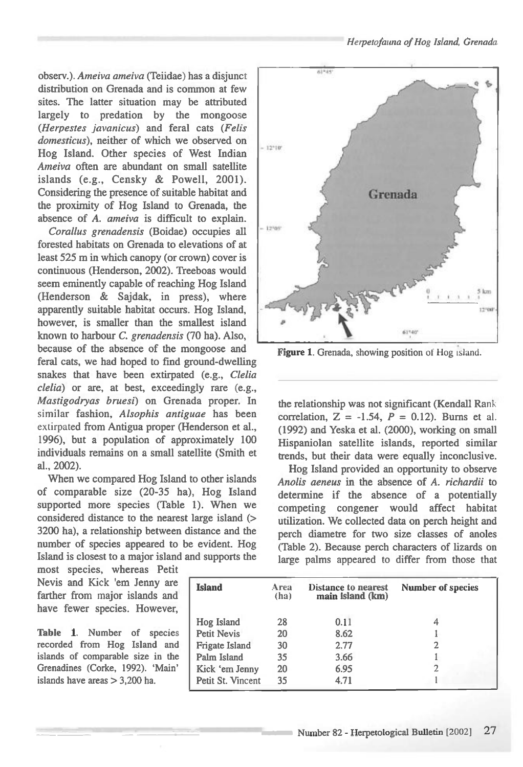observ.). *Ameiva ameiva* (Teiidae) has a disjunct distribution on Grenada and is common at few sites. The latter situation may be attributed largely to predation by the mongoose (*Herpestes javanicus*) and feral cats (*Felis domesticus*), neither of which we observed on Hog Island. Other species of West Indian *Ameiva* often are abundant on small satellite islands (e.g., Censky & Powell, 2001). Considering the presence of suitable habitat and the proximity of Hog Island to Grenada, the absence of *A. ameiva* is difficult to explain.

*Corallus grenadensis* (Boidae) occupies all forested habitats on Grenada to elevations of at least 525 m in which canopy (or crown) cover is continuous (Henderson, 2002). Treeboas would seem eminently capable of reaching Hog Island (Henderson & Sajdak, in press), where apparently suitable habitat occurs. Hog Island, however, is smaller than the smallest island known to harbour *C. grenadensis* (70 ha). Also, because of the absence of the mongoose and feral cats, we had hoped to find ground-dwelling snakes that have been extirpated (e.g., *Clelia clelia*) or are, at best, exceedingly rare (e.g., *Mastigodryas bruesi*) on Grenada proper. In similar fashion, *Alsophis antiguae* has been extirpated from Antigua proper (Henderson et al., 1996), but a population of approximately 100 individuals remains on a small satellite (Smith et al., 2002).

When we compared Hog Island to other islands of comparable size (20-35 ha), Hog Island supported more species (Table 1). When we considered distance to the nearest large island (> 3200 ha), a relationship between distance and the number of species appeared to be evident. Hog Island is closest to a major island and supports the most species, whereas Petit Nevis and Kick 'em Jenny are farther from major islands and have fewer species. However,

**Table 1.** Number of species recorded from Hog Island and islands of comparable size in the Grenadines (Corke, 1992). 'Main' islands have areas > 3,200 ha.

| Island | Area (ha) | Distance to nearest main island (km) | Number of species |
|---|---|---|---|
| Hog Island | 28 | 0.11 | 4 |
| Petit Nevis | 20 | 8.62 | 1 |
| Frigate Island | 30 | 2.77 | 2 |
| Palm Island | 35 | 3.66 | 1 |
| Kick 'em Jenny | 20 | 6.95 | 2 |
| Petit St. Vincent | 35 | 4.71 | 1 |

**Figure 1.** Grenada, showing position of Hog Island.

the relationship was not significant (Kendall Rank correlation, $Z = -1.54$, $P = 0.12$). Burns et al. (1992) and Yeska et al. (2000), working on small Hispaniolan satellite islands, reported similar trends, but their data were equally inconclusive.

Hog Island provided an opportunity to observe *Anolis aeneus* in the absence of *A. richardii* to determine if the absence of a potentially competing congener would affect habitat utilization. We collected data on perch height and perch diametre for two size classes of anoles (Table 2). Because perch characters of lizards on large palms appeared to differ from those that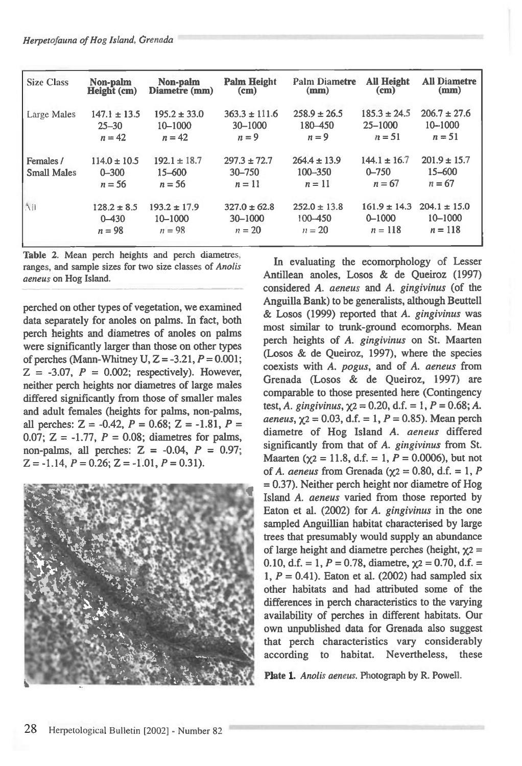| Size Class | Non-palm Height (cm) | Non-palm Diametre (mm) | Palm Height (cm) | Palm Diametre (mm) | All Height (cm) | All Diametre (mm) |
|---|---|---|---|---|---|---|
| Large Males | 147.1 ± 13.5<br>25–30<br>n = 42 | 195.2 ± 33.0<br>10–1000<br>n = 42 | 363.3 ± 111.6<br>30–1000<br>n = 9 | 258.9 ± 26.5<br>180–450<br>n = 9 | 185.3 ± 24.5<br>25–1000<br>n = 51 | 206.7 ± 27.6<br>10–1000<br>n = 51 |
| Females / Small Males | 114.0 ± 10.5<br>0–300<br>n = 56 | 192.1 ± 18.7<br>15–600<br>n = 56 | 297.3 ± 72.7<br>30–750<br>n = 11 | 264.4 ± 13.9<br>100–350<br>n = 11 | 144.1 ± 16.7<br>0–750<br>n = 67 | 201.9 ± 15.7<br>15–600<br>n = 67 |
| All | 128.2 ± 8.5<br>0–430<br>n = 98 | 193.2 ± 17.9<br>10–1000<br>n = 98 | 327.0 ± 62.8<br>30–1000<br>n = 20 | 252.0 ± 13.8<br>100–450<br>n = 20 | 161.9 ± 14.3<br>0–1000<br>n = 118 | 204.1 ± 15.0<br>10–1000<br>n = 118 |

**Table 2.** Mean perch heights and perch diametres, ranges, and sample sizes for two size classes of *Anolis aeneus* on Hog Island.

perched on other types of vegetation, we examined data separately for anoles on palms. In fact, both perch heights and diametres of anoles on palms were significantly larger than those on other types of perches (Mann-Whitney U, $Z = -3.21$, $P = 0.001$; $Z = -3.07$, $P = 0.002$; respectively). However, neither perch heights nor diametres of large males differed significantly from those of smaller males and adult females (heights for palms, non-palms, all perches: $Z = -0.42$, $P = 0.68$; $Z = -1.81$, $P = 0.07$; $Z = -1.77$, $P = 0.08$; diametres for palms, non-palms, all perches: $Z = -0.04$, $P = 0.97$; $Z = -1.14$, $P = 0.26$; $Z = -1.01$, $P = 0.31$).

**Plate 1.** *Anolis aeneus*. Photograph by R. Powell.

In evaluating the ecomorphology of Lesser Antillean anoles, Losos & de Queiroz (1997) considered *A. aeneus* and *A. gingivinus* (of the Anguilla Bank) to be generalists, although Beuttell & Losos (1999) reported that *A. gingivinus* was most similar to trunk-ground ecomorphs. Mean perch heights of *A. gingivinus* on St. Maarten (Losos & de Queiroz, 1997), where the species coexists with *A. pogus*, and of *A. aeneus* from Grenada (Losos & de Queiroz, 1997) are comparable to those presented here (Contingency test, *A. gingivinus*, $\chi^2 = 0.20$, d.f. = 1, $P = 0.68$; *A. aeneus*, $\chi^2 = 0.03$, d.f. = 1, $P = 0.85$). Mean perch diametre of Hog Island *A. aeneus* differed significantly from that of *A. gingivinus* from St. Maarten ($\chi^2 = 11.8$, d.f. = 1, $P = 0.0006$), but not of *A. aeneus* from Grenada ($\chi^2 = 0.80$, d.f. = 1, $P = 0.37$). Neither perch height nor diametre of Hog Island *A. aeneus* varied from those reported by Eaton et al. (2002) for *A. gingivinus* in the one sampled Anguillian habitat characterised by large trees that presumably would supply an abundance of large height and diametre perches (height, $\chi^2 = 0.10$, d.f. = 1, $P = 0.78$, diametre, $\chi^2 = 0.70$, d.f. = 1, $P = 0.41$). Eaton et al. (2002) had sampled six other habitats and had attributed some of the differences in perch characteristics to the varying availability of perches in different habitats. Our own unpublished data for Grenada also suggest that perch characteristics vary considerably according to habitat. Nevertheless, these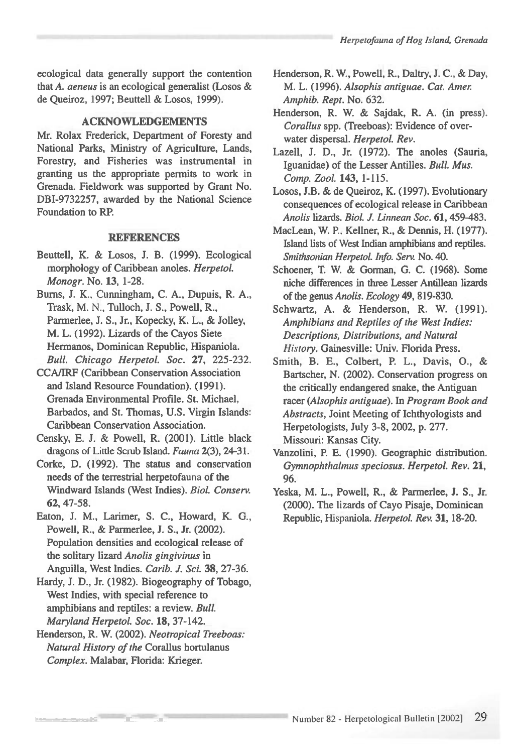ecological data generally support the contention that *A. aeneus* is an ecological generalist (Losos & de Queiroz, 1997; Beuttell & Losos, 1999).

## ACKNOWLEDGEMENTS

Mr. Rolax Frederick, Department of Foresty and National Parks, Ministry of Agriculture, Lands, Forestry, and Fisheries was instrumental in granting us the appropriate permits to work in Grenada. Fieldwork was supported by Grant No. DBI-9732257, awarded by the National Science Foundation to RP.

## REFERENCES

Beuttell, K. & Losos, J. B. (1999). Ecological morphology of Caribbean anoles. *Herpetol. Monogr.* No. **13**, 1-28.

Burns, J. K., Cunningham, C. A., Dupuis, R. A., Trask, M. N., Tulloch, J. S., Powell, R., Parmerlee, J. S., Jr., Kopecky, K. L., & Jolley, M. L. (1992). Lizards of the Cayos Siete Hermanos, Dominican Republic, Hispaniola. *Bull. Chicago Herpetol. Soc.* **27**, 225-232.

CCA/IRF (Caribbean Conservation Association and Island Resource Foundation). (1991). Grenada Environmental Profile. St. Michael, Barbados, and St. Thomas, U.S. Virgin Islands: Caribbean Conservation Association.

Censky, E. J. & Powell, R. (2001). Little black dragons of Little Scrub Island. *Fauna* **2**(3), 24-31.

Corke, D. (1992). The status and conservation needs of the terrestrial herpetofauna of the Windward Islands (West Indies). *Biol. Conserv.* **62**, 47-58.

Eaton, J. M., Larimer, S. C., Howard, K. G., Powell, R., & Parmerlee, J. S., Jr. (2002). Population densities and ecological release of the solitary lizard *Anolis gingivinus* in Anguilla, West Indies. *Carib. J. Sci.* **38**, 27-36.

Hardy, J. D., Jr. (1982). Biogeography of Tobago, West Indies, with special reference to amphibians and reptiles: a review. *Bull. Maryland Herpetol. Soc.* **18**, 37-142.

Henderson, R. W. (2002). *Neotropical Treeboas: Natural History of the* Corallus hortulanus *Complex*. Malabar, Florida: Krieger.

Henderson, R. W., Powell, R., Daltry, J. C., & Day, M. L. (1996). *Alsophis antiguae*. *Cat. Amer. Amphib. Rept.* No. 632.

Henderson, R. W. & Sajdak, R. A. (in press). *Corallus* spp. (Treeboas): Evidence of over-water dispersal. *Herpetol. Rev.*

Lazell, J. D., Jr. (1972). The anoles (Sauria, Iguanidae) of the Lesser Antilles. *Bull. Mus. Comp. Zool.* **143**, 1-115.

Losos, J.B. & de Queiroz, K. (1997). Evolutionary consequences of ecological release in Caribbean *Anolis* lizards. *Biol. J. Linnean Soc.* **61**, 459-483.

MacLean, W. P., Kellner, R., & Dennis, H. (1977). Island lists of West Indian amphibians and reptiles. *Smithsonian Herpetol. Info. Serv.* No. 40.

Schoener, T. W. & Gorman, G. C. (1968). Some niche differences in three Lesser Antillean lizards of the genus *Anolis*. *Ecology* **49**, 819-830.

Schwartz, A. & Henderson, R. W. (1991). *Amphibians and Reptiles of the West Indies: Descriptions, Distributions, and Natural History*. Gainesville: Univ. Florida Press.

Smith, B. E., Colbert, P. L., Davis, O., & Bartscher, N. (2002). Conservation progress on the critically endangered snake, the Antiguan racer (*Alsophis antiguae*). In *Program Book and Abstracts*, Joint Meeting of Ichthyologists and Herpetologists, July 3-8, 2002, p. 277. Missouri: Kansas City.

Vanzolini, P. E. (1990). Geographic distribution. *Gymnophthalmus speciosus*. *Herpetol. Rev.* **21**, 96.

Yeska, M. L., Powell, R., & Parmerlee, J. S., Jr. (2000). The lizards of Cayo Pisaje, Dominican Republic, Hispaniola. *Herpetol. Rev.* **31**, 18-20.